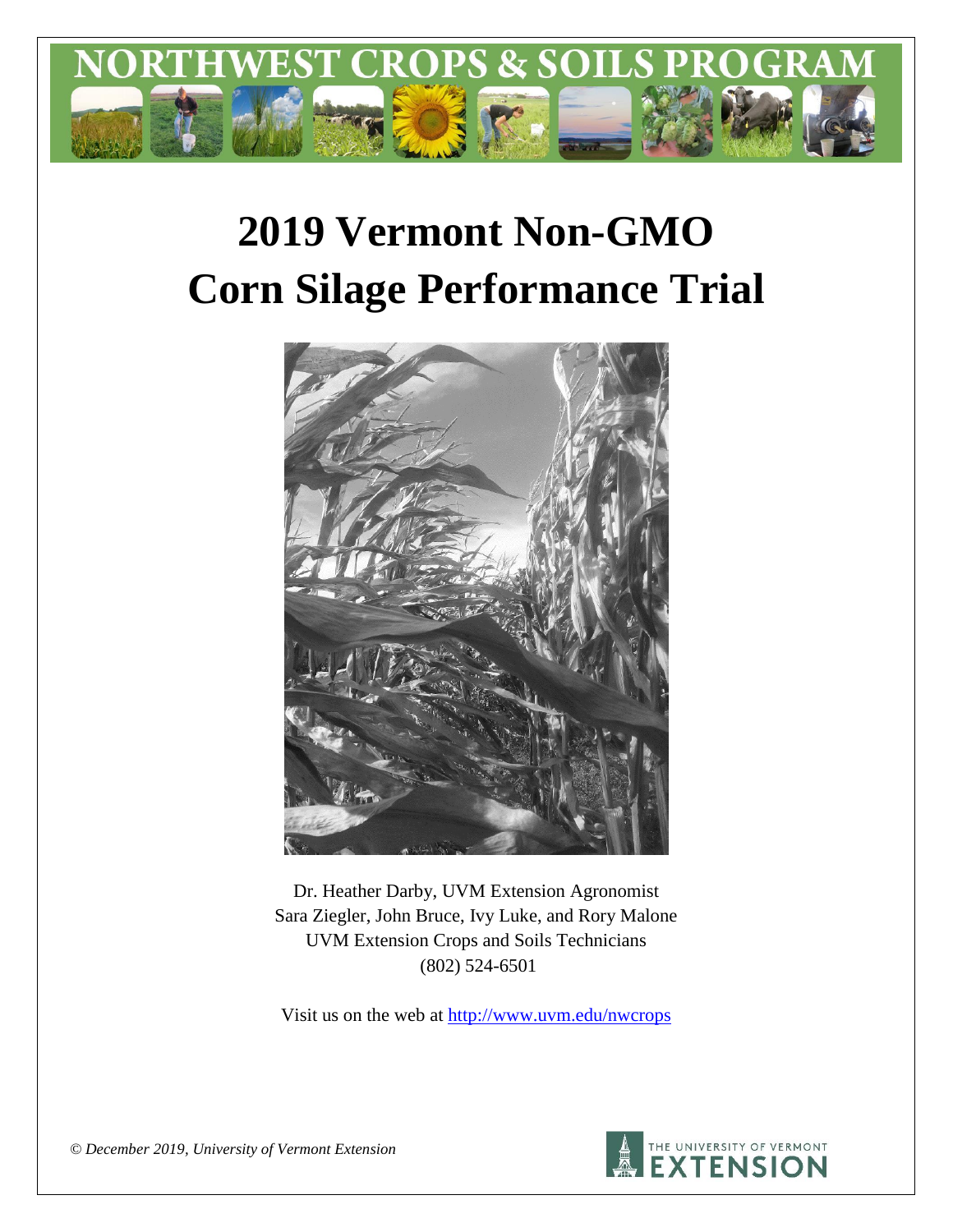# NORTHWEST CROPS & SOILS PROGRAM

# 2019 Vermont Non-GMO Corn Silage Performance Trial

Dr. Heather Darby, UVM Extension Agronomist
Sara Ziegler, John Bruce, Ivy Luke, and Rory Malone
UVM Extension Crops and Soils Technicians
(802) 524-6501

Visit us on the web at http://www.uvm.edu/nwcrops

*© December 2019, University of Vermont Extension*

THE UNIVERSITY OF VERMONT EXTENSION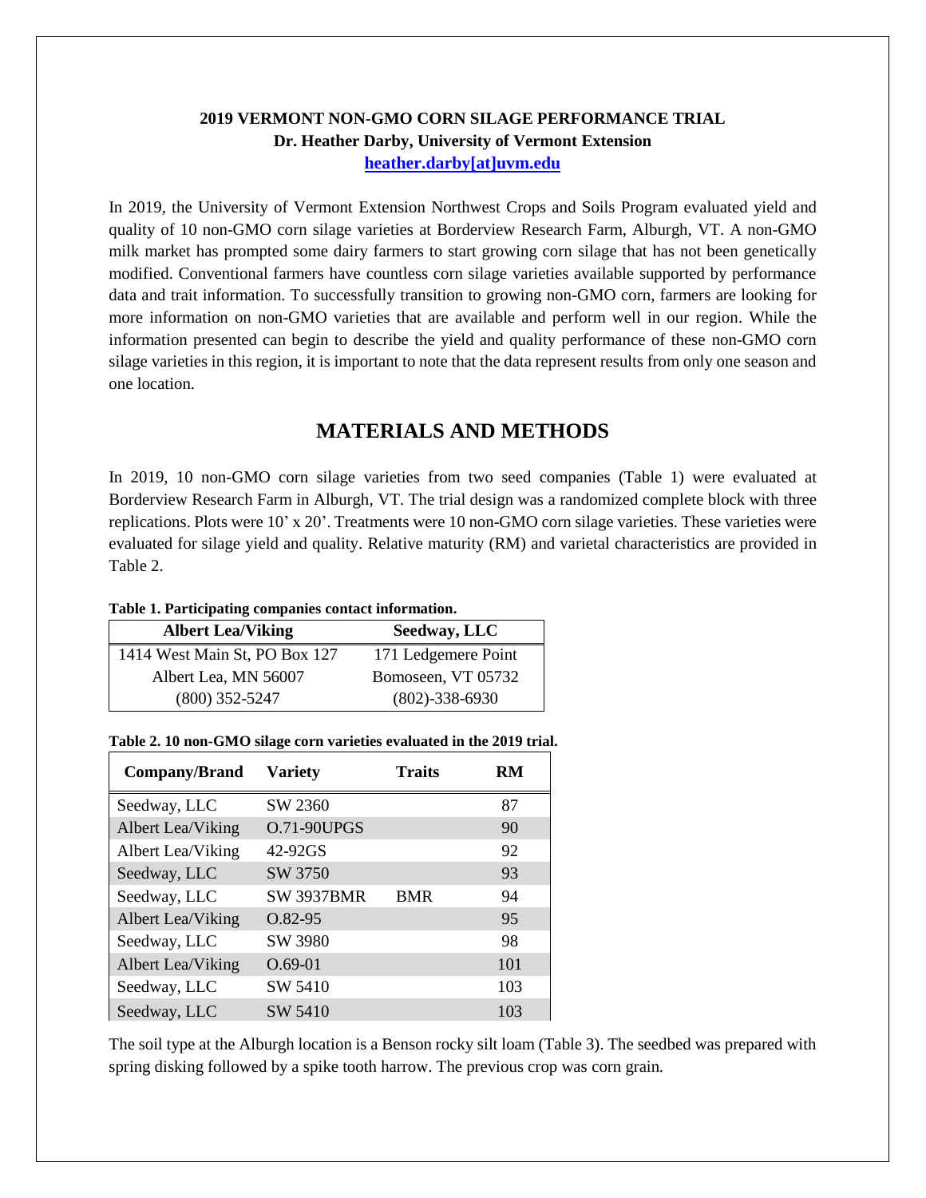**2019 VERMONT NON-GMO CORN SILAGE PERFORMANCE TRIAL**
**Dr. Heather Darby, University of Vermont Extension**
**heather.darby[at]uvm.edu**

In 2019, the University of Vermont Extension Northwest Crops and Soils Program evaluated yield and quality of 10 non-GMO corn silage varieties at Borderview Research Farm, Alburgh, VT. A non-GMO milk market has prompted some dairy farmers to start growing corn silage that has not been genetically modified. Conventional farmers have countless corn silage varieties available supported by performance data and trait information. To successfully transition to growing non-GMO corn, farmers are looking for more information on non-GMO varieties that are available and perform well in our region. While the information presented can begin to describe the yield and quality performance of these non-GMO corn silage varieties in this region, it is important to note that the data represent results from only one season and one location.

# MATERIALS AND METHODS

In 2019, 10 non-GMO corn silage varieties from two seed companies (Table 1) were evaluated at Borderview Research Farm in Alburgh, VT. The trial design was a randomized complete block with three replications. Plots were 10' x 20'. Treatments were 10 non-GMO corn silage varieties. These varieties were evaluated for silage yield and quality. Relative maturity (RM) and varietal characteristics are provided in Table 2.

**Table 1. Participating companies contact information.**

| Albert Lea/Viking | Seedway, LLC |
|---|---|
| 1414 West Main St, PO Box 127 | 171 Ledgemere Point |
| Albert Lea, MN 56007 | Bomoseen, VT 05732 |
| (800) 352-5247 | (802)-338-6930 |

**Table 2. 10 non-GMO silage corn varieties evaluated in the 2019 trial.**

| Company/Brand | Variety | Traits | RM |
|---|---|---|---|
| Seedway, LLC | SW 2360 | | 87 |
| Albert Lea/Viking | O.71-90UPGS | | 90 |
| Albert Lea/Viking | 42-92GS | | 92 |
| Seedway, LLC | SW 3750 | | 93 |
| Seedway, LLC | SW 3937BMR | BMR | 94 |
| Albert Lea/Viking | O.82-95 | | 95 |
| Seedway, LLC | SW 3980 | | 98 |
| Albert Lea/Viking | O.69-01 | | 101 |
| Seedway, LLC | SW 5410 | | 103 |
| Seedway, LLC | SW 5410 | | 103 |

The soil type at the Alburgh location is a Benson rocky silt loam (Table 3). The seedbed was prepared with spring disking followed by a spike tooth harrow. The previous crop was corn grain.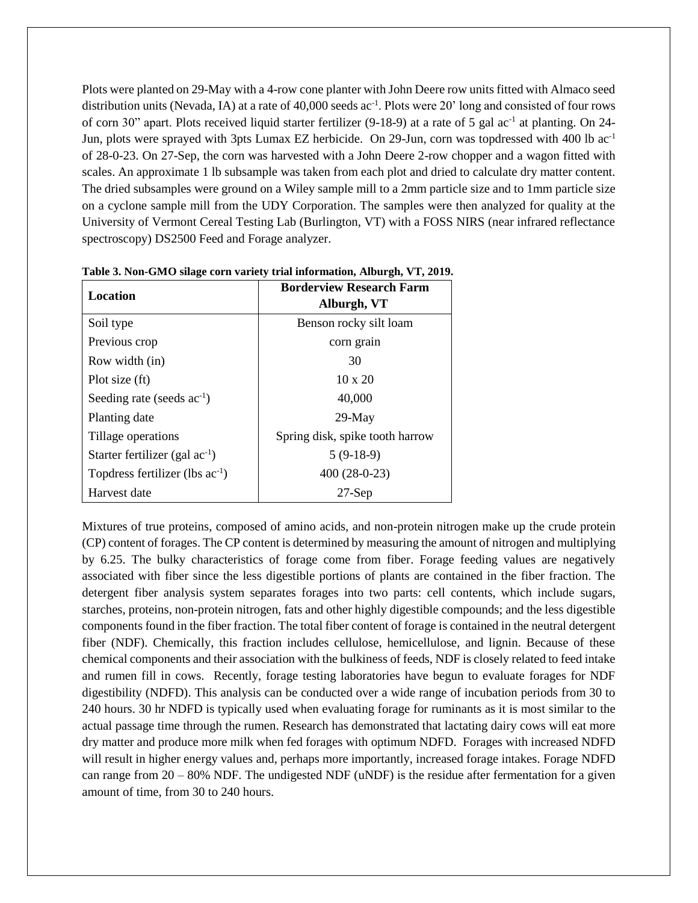Plots were planted on 29-May with a 4-row cone planter with John Deere row units fitted with Almaco seed distribution units (Nevada, IA) at a rate of 40,000 seeds ac$^{-1}$. Plots were 20' long and consisted of four rows of corn 30" apart. Plots received liquid starter fertilizer (9-18-9) at a rate of 5 gal ac$^{-1}$ at planting. On 24-Jun, plots were sprayed with 3pts Lumax EZ herbicide. On 29-Jun, corn was topdressed with 400 lb ac$^{-1}$ of 28-0-23. On 27-Sep, the corn was harvested with a John Deere 2-row chopper and a wagon fitted with scales. An approximate 1 lb subsample was taken from each plot and dried to calculate dry matter content. The dried subsamples were ground on a Wiley sample mill to a 2mm particle size and to 1mm particle size on a cyclone sample mill from the UDY Corporation. The samples were then analyzed for quality at the University of Vermont Cereal Testing Lab (Burlington, VT) with a FOSS NIRS (near infrared reflectance spectroscopy) DS2500 Feed and Forage analyzer.

**Table 3. Non-GMO silage corn variety trial information, Alburgh, VT, 2019.**

| Location | Borderview Research Farm Alburgh, VT |
|---|---|
| Soil type | Benson rocky silt loam |
| Previous crop | corn grain |
| Row width (in) | 30 |
| Plot size (ft) | 10 x 20 |
| Seeding rate (seeds ac$^{-1}$) | 40,000 |
| Planting date | 29-May |
| Tillage operations | Spring disk, spike tooth harrow |
| Starter fertilizer (gal ac$^{-1}$) | 5 (9-18-9) |
| Topdress fertilizer (lbs ac$^{-1}$) | 400 (28-0-23) |
| Harvest date | 27-Sep |

Mixtures of true proteins, composed of amino acids, and non-protein nitrogen make up the crude protein (CP) content of forages. The CP content is determined by measuring the amount of nitrogen and multiplying by 6.25. The bulky characteristics of forage come from fiber. Forage feeding values are negatively associated with fiber since the less digestible portions of plants are contained in the fiber fraction. The detergent fiber analysis system separates forages into two parts: cell contents, which include sugars, starches, proteins, non-protein nitrogen, fats and other highly digestible compounds; and the less digestible components found in the fiber fraction. The total fiber content of forage is contained in the neutral detergent fiber (NDF). Chemically, this fraction includes cellulose, hemicellulose, and lignin. Because of these chemical components and their association with the bulkiness of feeds, NDF is closely related to feed intake and rumen fill in cows. Recently, forage testing laboratories have begun to evaluate forages for NDF digestibility (NDFD). This analysis can be conducted over a wide range of incubation periods from 30 to 240 hours. 30 hr NDFD is typically used when evaluating forage for ruminants as it is most similar to the actual passage time through the rumen. Research has demonstrated that lactating dairy cows will eat more dry matter and produce more milk when fed forages with optimum NDFD. Forages with increased NDFD will result in higher energy values and, perhaps more importantly, increased forage intakes. Forage NDFD can range from 20 – 80% NDF. The undigested NDF (uNDF) is the residue after fermentation for a given amount of time, from 30 to 240 hours.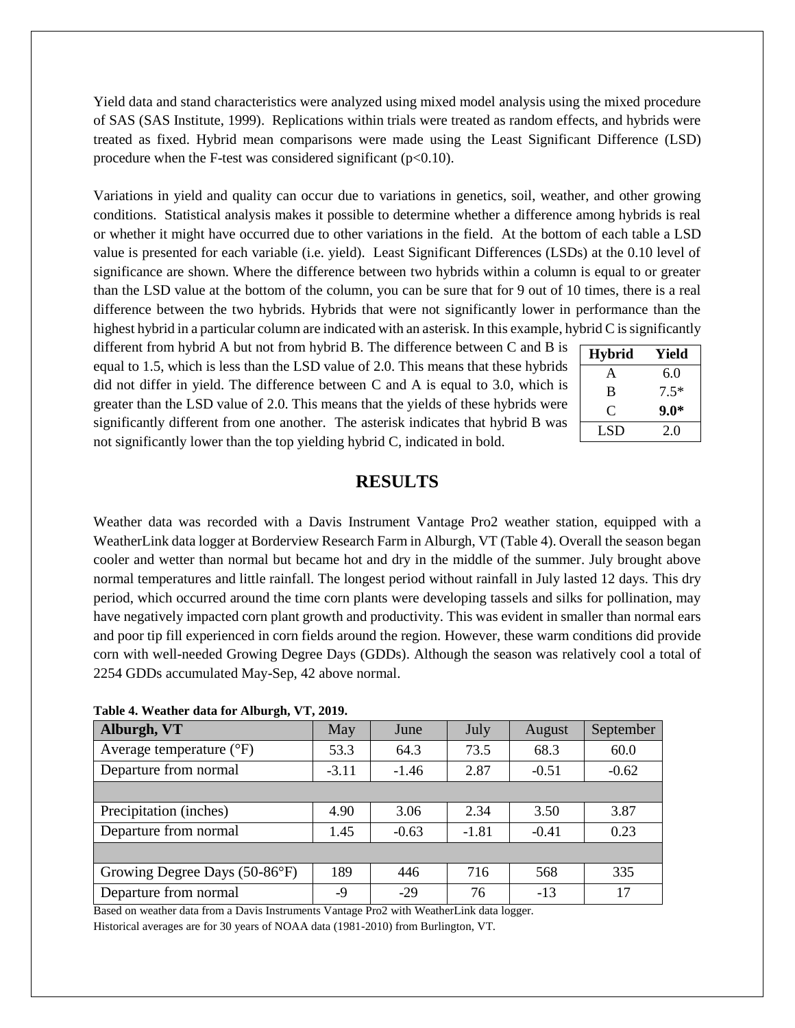Yield data and stand characteristics were analyzed using mixed model analysis using the mixed procedure of SAS (SAS Institute, 1999). Replications within trials were treated as random effects, and hybrids were treated as fixed. Hybrid mean comparisons were made using the Least Significant Difference (LSD) procedure when the F-test was considered significant ($p<0.10$).

Variations in yield and quality can occur due to variations in genetics, soil, weather, and other growing conditions. Statistical analysis makes it possible to determine whether a difference among hybrids is real or whether it might have occurred due to other variations in the field. At the bottom of each table a LSD value is presented for each variable (i.e. yield). Least Significant Differences (LSDs) at the 0.10 level of significance are shown. Where the difference between two hybrids within a column is equal to or greater than the LSD value at the bottom of the column, you can be sure that for 9 out of 10 times, there is a real difference between the two hybrids. Hybrids that were not significantly lower in performance than the highest hybrid in a particular column are indicated with an asterisk. In this example, hybrid C is significantly different from hybrid A but not from hybrid B. The difference between C and B is equal to 1.5, which is less than the LSD value of 2.0. This means that these hybrids did not differ in yield. The difference between C and A is equal to 3.0, which is greater than the LSD value of 2.0. This means that the yields of these hybrids were significantly different from one another. The asterisk indicates that hybrid B was not significantly lower than the top yielding hybrid C, indicated in bold.

| Hybrid | Yield |
|---|---|
| A | 6.0 |
| B | 7.5* |
| C | **9.0*** |
| LSD | 2.0 |

## RESULTS

Weather data was recorded with a Davis Instrument Vantage Pro2 weather station, equipped with a WeatherLink data logger at Borderview Research Farm in Alburgh, VT (Table 4). Overall the season began cooler and wetter than normal but became hot and dry in the middle of the summer. July brought above normal temperatures and little rainfall. The longest period without rainfall in July lasted 12 days. This dry period, which occurred around the time corn plants were developing tassels and silks for pollination, may have negatively impacted corn plant growth and productivity. This was evident in smaller than normal ears and poor tip fill experienced in corn fields around the region. However, these warm conditions did provide corn with well-needed Growing Degree Days (GDDs). Although the season was relatively cool a total of 2254 GDDs accumulated May-Sep, 42 above normal.

**Table 4. Weather data for Alburgh, VT, 2019.**

| Alburgh, VT | May | June | July | August | September |
|---|---|---|---|---|---|
| Average temperature (°F) | 53.3 | 64.3 | 73.5 | 68.3 | 60.0 |
| Departure from normal | -3.11 | -1.46 | 2.87 | -0.51 | -0.62 |
| | | | | | |
| Precipitation (inches) | 4.90 | 3.06 | 2.34 | 3.50 | 3.87 |
| Departure from normal | 1.45 | -0.63 | -1.81 | -0.41 | 0.23 |
| | | | | | |
| Growing Degree Days (50-86°F) | 189 | 446 | 716 | 568 | 335 |
| Departure from normal | -9 | -29 | 76 | -13 | 17 |

Based on weather data from a Davis Instruments Vantage Pro2 with WeatherLink data logger.
Historical averages are for 30 years of NOAA data (1981-2010) from Burlington, VT.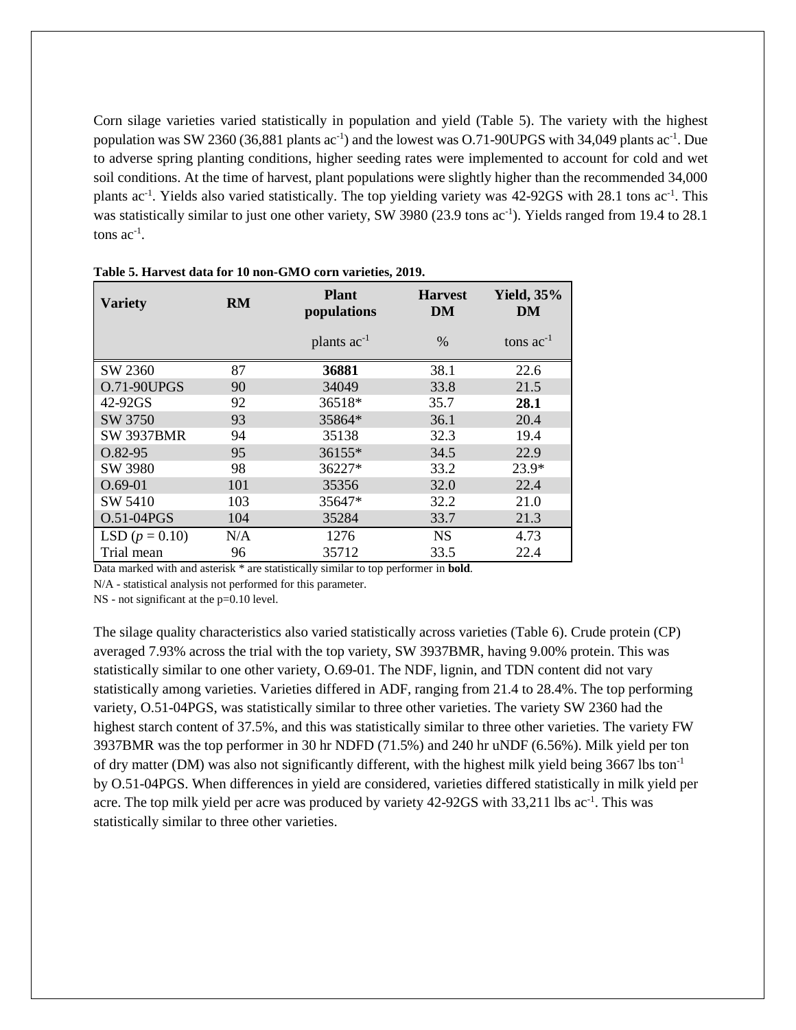Corn silage varieties varied statistically in population and yield (Table 5). The variety with the highest population was SW 2360 (36,881 plants $ac^{-1}$) and the lowest was O.71-90UPGS with 34,049 plants $ac^{-1}$. Due to adverse spring planting conditions, higher seeding rates were implemented to account for cold and wet soil conditions. At the time of harvest, plant populations were slightly higher than the recommended 34,000 plants $ac^{-1}$. Yields also varied statistically. The top yielding variety was 42-92GS with 28.1 tons $ac^{-1}$. This was statistically similar to just one other variety, SW 3980 (23.9 tons $ac^{-1}$). Yields ranged from 19.4 to 28.1 tons $ac^{-1}$.

**Table 5. Harvest data for 10 non-GMO corn varieties, 2019.**

| Variety | RM | Plant populations | Harvest DM | Yield, 35% DM |
|---|---|---|---|---|
| | | plants $ac^{-1}$ | % | tons $ac^{-1}$ |
| SW 2360 | 87 | **36881** | 38.1 | 22.6 |
| O.71-90UPGS | 90 | 34049 | 33.8 | 21.5 |
| 42-92GS | 92 | 36518* | 35.7 | **28.1** |
| SW 3750 | 93 | 35864* | 36.1 | 20.4 |
| SW 3937BMR | 94 | 35138 | 32.3 | 19.4 |
| O.82-95 | 95 | 36155* | 34.5 | 22.9 |
| SW 3980 | 98 | 36227* | 33.2 | 23.9* |
| O.69-01 | 101 | 35356 | 32.0 | 22.4 |
| SW 5410 | 103 | 35647* | 32.2 | 21.0 |
| O.51-04PGS | 104 | 35284 | 33.7 | 21.3 |
| LSD ($p$ = 0.10) | N/A | 1276 | NS | 4.73 |
| Trial mean | 96 | 35712 | 33.5 | 22.4 |

Data marked with and asterisk * are statistically similar to top performer in **bold**.

N/A - statistical analysis not performed for this parameter.

NS - not significant at the p=0.10 level.

The silage quality characteristics also varied statistically across varieties (Table 6). Crude protein (CP) averaged 7.93% across the trial with the top variety, SW 3937BMR, having 9.00% protein. This was statistically similar to one other variety, O.69-01. The NDF, lignin, and TDN content did not vary statistically among varieties. Varieties differed in ADF, ranging from 21.4 to 28.4%. The top performing variety, O.51-04PGS, was statistically similar to three other varieties. The variety SW 2360 had the highest starch content of 37.5%, and this was statistically similar to three other varieties. The variety FW 3937BMR was the top performer in 30 hr NDFD (71.5%) and 240 hr uNDF (6.56%). Milk yield per ton of dry matter (DM) was also not significantly different, with the highest milk yield being 3667 lbs $ton^{-1}$ by O.51-04PGS. When differences in yield are considered, varieties differed statistically in milk yield per acre. The top milk yield per acre was produced by variety 42-92GS with 33,211 lbs $ac^{-1}$. This was statistically similar to three other varieties.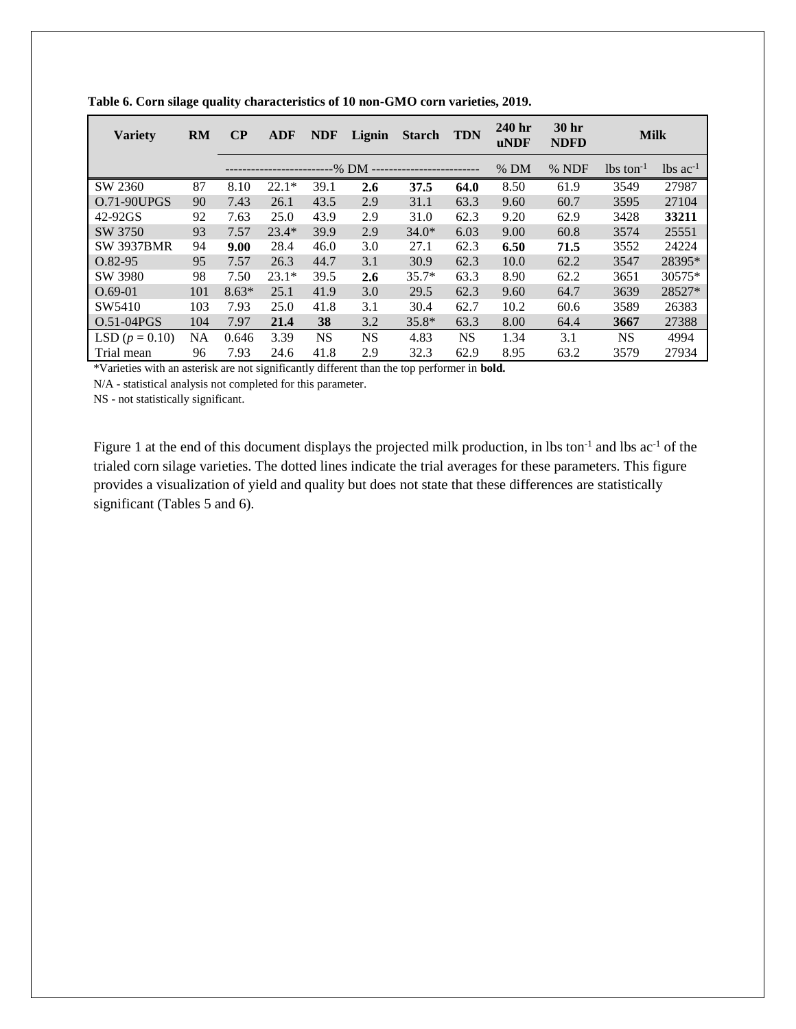**Table 6. Corn silage quality characteristics of 10 non-GMO corn varieties, 2019.**

| Variety | RM | CP | ADF | NDF | Lignin | Starch | TDN | 240 hr uNDF | 30 hr NDFD | Milk | |
|---|---|---|---|---|---|---|---|---|---|---|---|
| | | -------------------------% DM ------------------------- | | | | | | % DM | % NDF | lbs ton$^{-1}$ | lbs ac$^{-1}$ |
| SW 2360 | 87 | 8.10 | 22.1* | 39.1 | **2.6** | **37.5** | **64.0** | 8.50 | 61.9 | 3549 | 27987 |
| O.71-90UPGS | 90 | 7.43 | 26.1 | 43.5 | 2.9 | 31.1 | 63.3 | 9.60 | 60.7 | 3595 | 27104 |
| 42-92GS | 92 | 7.63 | 25.0 | 43.9 | 2.9 | 31.0 | 62.3 | 9.20 | 62.9 | 3428 | **33211** |
| SW 3750 | 93 | 7.57 | 23.4* | 39.9 | 2.9 | 34.0* | 6.03 | 9.00 | 60.8 | 3574 | 25551 |
| SW 3937BMR | 94 | **9.00** | 28.4 | 46.0 | 3.0 | 27.1 | 62.3 | **6.50** | **71.5** | 3552 | 24224 |
| O.82-95 | 95 | 7.57 | 26.3 | 44.7 | 3.1 | 30.9 | 62.3 | 10.0 | 62.2 | 3547 | 28395* |
| SW 3980 | 98 | 7.50 | 23.1* | 39.5 | **2.6** | 35.7* | 63.3 | 8.90 | 62.2 | 3651 | 30575* |
| O.69-01 | 101 | 8.63* | 25.1 | 41.9 | 3.0 | 29.5 | 62.3 | 9.60 | 64.7 | 3639 | 28527* |
| SW5410 | 103 | 7.93 | 25.0 | 41.8 | 3.1 | 30.4 | 62.7 | 10.2 | 60.6 | 3589 | 26383 |
| O.51-04PGS | 104 | 7.97 | **21.4** | **38** | 3.2 | 35.8* | 63.3 | 8.00 | 64.4 | **3667** | 27388 |
| LSD ($p$ = 0.10) | NA | 0.646 | 3.39 | NS | NS | 4.83 | NS | 1.34 | 3.1 | NS | 4994 |
| Trial mean | 96 | 7.93 | 24.6 | 41.8 | 2.9 | 32.3 | 62.9 | 8.95 | 63.2 | 3579 | 27934 |

*Varieties with an asterisk are not significantly different than the top performer in **bold.**

N/A - statistical analysis not completed for this parameter.

NS - not statistically significant.

Figure 1 at the end of this document displays the projected milk production, in lbs ton$^{-1}$ and lbs ac$^{-1}$ of the trialed corn silage varieties. The dotted lines indicate the trial averages for these parameters. This figure provides a visualization of yield and quality but does not state that these differences are statistically significant (Tables 5 and 6).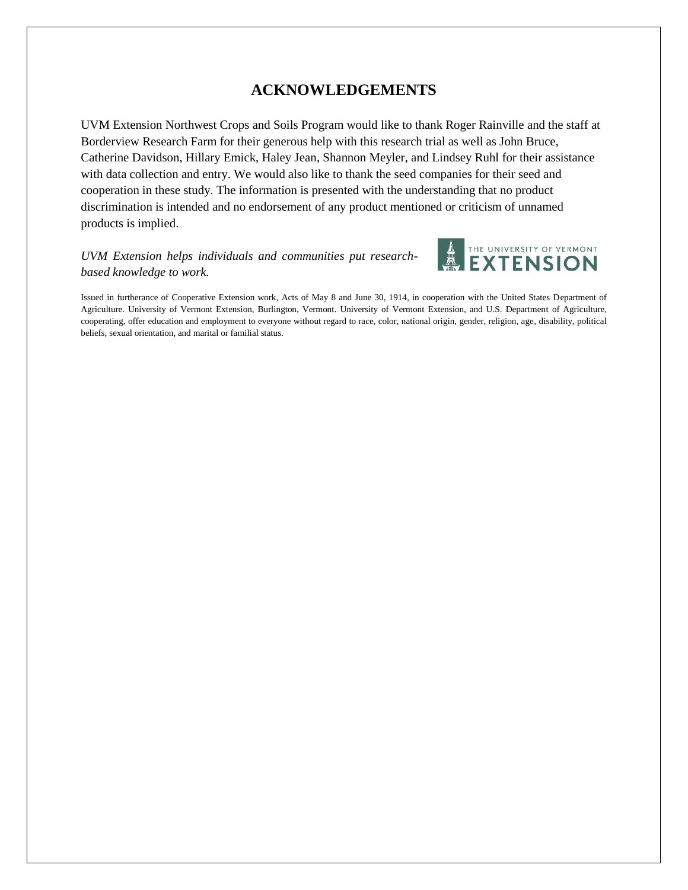## ACKNOWLEDGEMENTS

UVM Extension Northwest Crops and Soils Program would like to thank Roger Rainville and the staff at Borderview Research Farm for their generous help with this research trial as well as John Bruce, Catherine Davidson, Hillary Emick, Haley Jean, Shannon Meyler, and Lindsey Ruhl for their assistance with data collection and entry. We would also like to thank the seed companies for their seed and cooperation in these study. The information is presented with the understanding that no product discrimination is intended and no endorsement of any product mentioned or criticism of unnamed products is implied.

*UVM Extension helps individuals and communities put research-based knowledge to work.*

THE UNIVERSITY OF VERMONT EXTENSION

Issued in furtherance of Cooperative Extension work, Acts of May 8 and June 30, 1914, in cooperation with the United States Department of Agriculture. University of Vermont Extension, Burlington, Vermont. University of Vermont Extension, and U.S. Department of Agriculture, cooperating, offer education and employment to everyone without regard to race, color, national origin, gender, religion, age, disability, political beliefs, sexual orientation, and marital or familial status.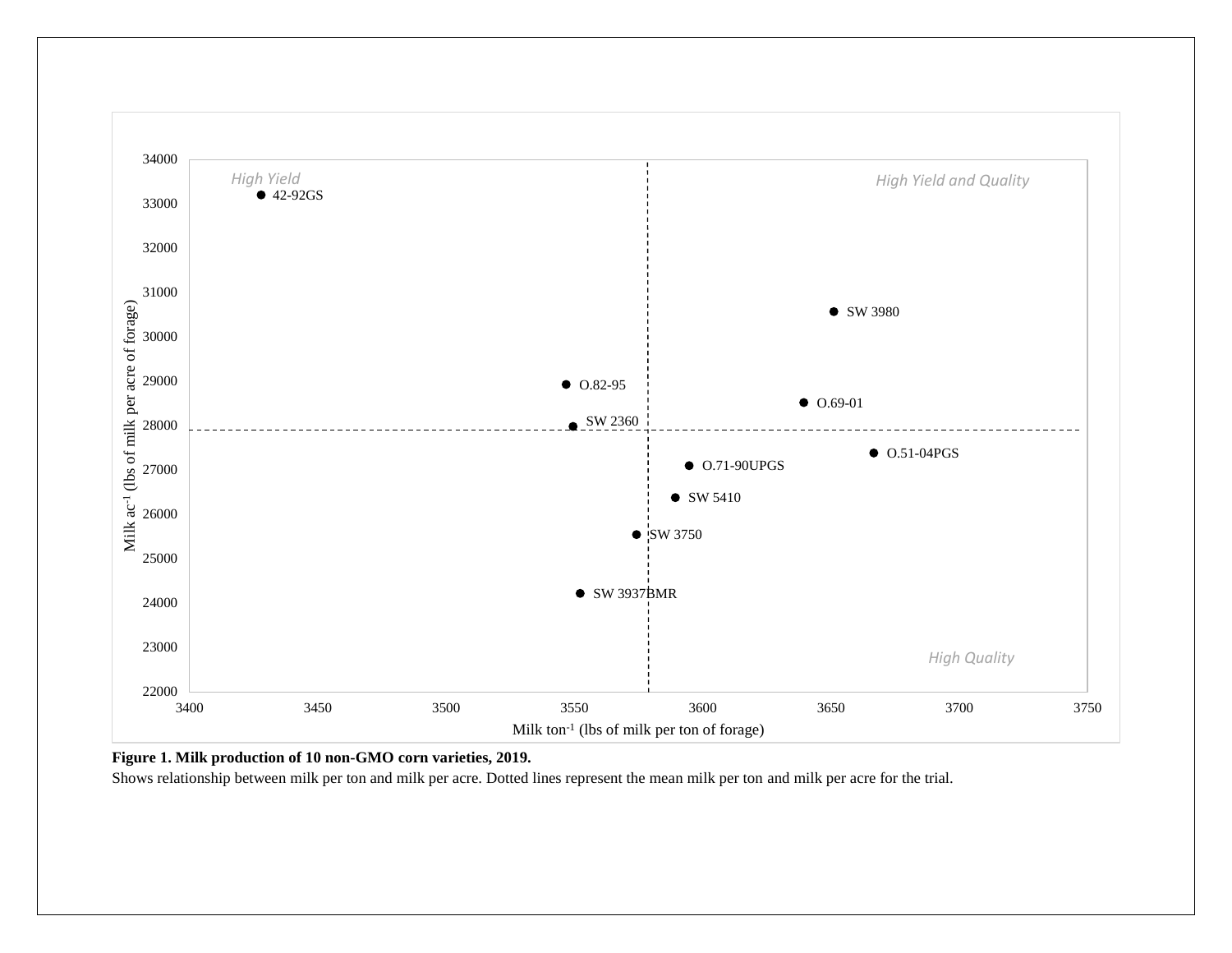**Figure 1. Milk production of 10 non-GMO corn varieties, 2019.**

Shows relationship between milk per ton and milk per acre. Dotted lines represent the mean milk per ton and milk per acre for the trial.